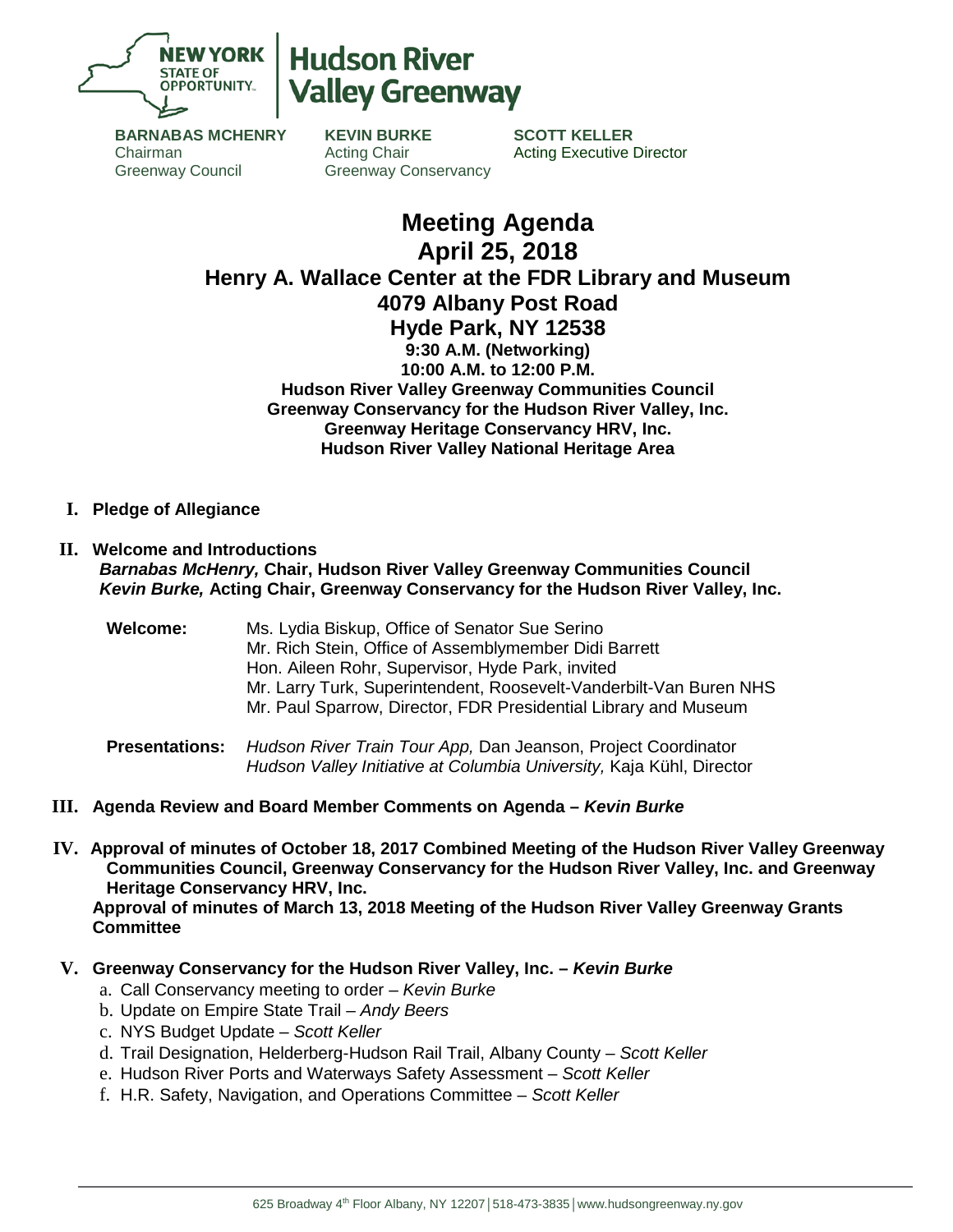**NEW YORK STATE OF OPPORTUNITY.** | **Hudson River Valley Greenway**

**BARNABAS MCHENRY**
Chairman
Greenway Council

**KEVIN BURKE**
Acting Chair
Greenway Conservancy

**SCOTT KELLER**
Acting Executive Director

# Meeting Agenda
## April 25, 2018
## Henry A. Wallace Center at the FDR Library and Museum
## 4079 Albany Post Road
## Hyde Park, NY 12538

**9:30 A.M. (Networking)**
**10:00 A.M. to 12:00 P.M.**
**Hudson River Valley Greenway Communities Council**
**Greenway Conservancy for the Hudson River Valley, Inc.**
**Greenway Heritage Conservancy HRV, Inc.**
**Hudson River Valley National Heritage Area**

**I. Pledge of Allegiance**

**II. Welcome and Introductions**
***Barnabas McHenry,* Chair, Hudson River Valley Greenway Communities Council**
***Kevin Burke,* Acting Chair, Greenway Conservancy for the Hudson River Valley, Inc.**

**Welcome:**
Ms. Lydia Biskup, Office of Senator Sue Serino
Mr. Rich Stein, Office of Assemblymember Didi Barrett
Hon. Aileen Rohr, Supervisor, Hyde Park, invited
Mr. Larry Turk, Superintendent, Roosevelt-Vanderbilt-Van Buren NHS
Mr. Paul Sparrow, Director, FDR Presidential Library and Museum

**Presentations:**
*Hudson River Train Tour App,* Dan Jeanson, Project Coordinator
*Hudson Valley Initiative at Columbia University,* Kaja Kühl, Director

**III. Agenda Review and Board Member Comments on Agenda – *Kevin Burke***

**IV. Approval of minutes of October 18, 2017 Combined Meeting of the Hudson River Valley Greenway Communities Council, Greenway Conservancy for the Hudson River Valley, Inc. and Greenway Heritage Conservancy HRV, Inc.**
**Approval of minutes of March 13, 2018 Meeting of the Hudson River Valley Greenway Grants Committee**

**V. Greenway Conservancy for the Hudson River Valley, Inc. – *Kevin Burke***

a. Call Conservancy meeting to order – *Kevin Burke*
b. Update on Empire State Trail – *Andy Beers*
c. NYS Budget Update – *Scott Keller*
d. Trail Designation, Helderberg-Hudson Rail Trail, Albany County – *Scott Keller*
e. Hudson River Ports and Waterways Safety Assessment – *Scott Keller*
f. H.R. Safety, Navigation, and Operations Committee – *Scott Keller*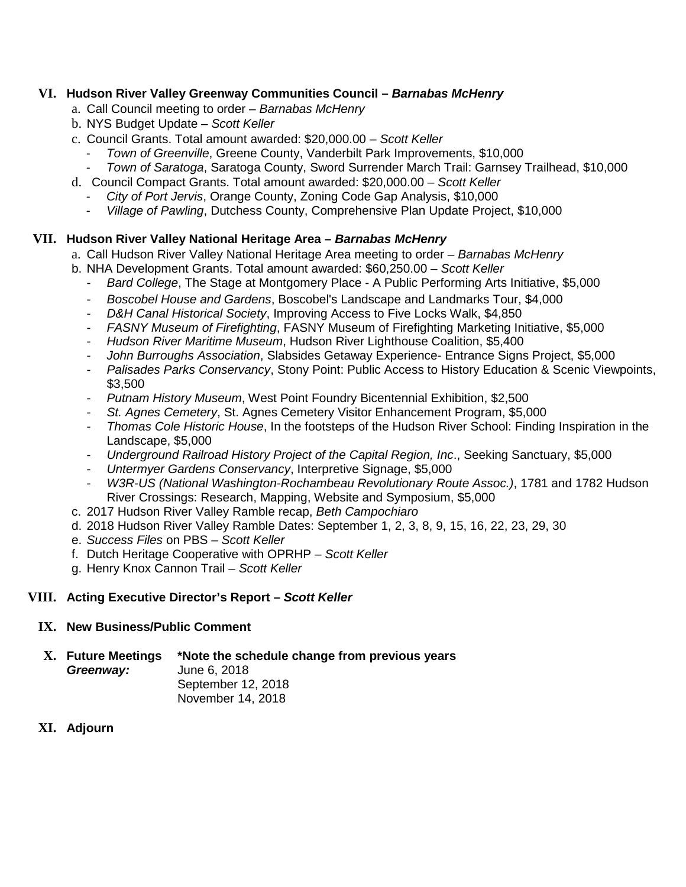**VI. Hudson River Valley Greenway Communities Council – *Barnabas McHenry***

a. Call Council meeting to order – *Barnabas McHenry*
b. NYS Budget Update – *Scott Keller*
c. Council Grants. Total amount awarded: $20,000.00 – *Scott Keller*
  - *Town of Greenville*, Greene County, Vanderbilt Park Improvements, $10,000
  - *Town of Saratoga*, Saratoga County, Sword Surrender March Trail: Garnsey Trailhead, $10,000
d. Council Compact Grants. Total amount awarded: $20,000.00 – *Scott Keller*
  - *City of Port Jervis*, Orange County, Zoning Code Gap Analysis, $10,000
  - *Village of Pawling*, Dutchess County, Comprehensive Plan Update Project, $10,000

**VII. Hudson River Valley National Heritage Area – *Barnabas McHenry***

a. Call Hudson River Valley National Heritage Area meeting to order – *Barnabas McHenry*
b. NHA Development Grants. Total amount awarded: $60,250.00 – *Scott Keller*
  - *Bard College*, The Stage at Montgomery Place - A Public Performing Arts Initiative, $5,000
  - *Boscobel House and Gardens*, Boscobel's Landscape and Landmarks Tour, $4,000
  - *D&H Canal Historical Society*, Improving Access to Five Locks Walk, $4,850
  - *FASNY Museum of Firefighting*, FASNY Museum of Firefighting Marketing Initiative, $5,000
  - *Hudson River Maritime Museum*, Hudson River Lighthouse Coalition, $5,400
  - *John Burroughs Association*, Slabsides Getaway Experience- Entrance Signs Project, $5,000
  - *Palisades Parks Conservancy*, Stony Point: Public Access to History Education & Scenic Viewpoints, $3,500
  - *Putnam History Museum*, West Point Foundry Bicentennial Exhibition, $2,500
  - *St. Agnes Cemetery*, St. Agnes Cemetery Visitor Enhancement Program, $5,000
  - *Thomas Cole Historic House*, In the footsteps of the Hudson River School: Finding Inspiration in the Landscape, $5,000
  - *Underground Railroad History Project of the Capital Region, Inc*., Seeking Sanctuary, $5,000
  - *Untermyer Gardens Conservancy*, Interpretive Signage, $5,000
  - *W3R-US (National Washington-Rochambeau Revolutionary Route Assoc.)*, 1781 and 1782 Hudson River Crossings: Research, Mapping, Website and Symposium, $5,000

c. 2017 Hudson River Valley Ramble recap, *Beth Campochiaro*
d. 2018 Hudson River Valley Ramble Dates: September 1, 2, 3, 8, 9, 15, 16, 22, 23, 29, 30
e. *Success Files* on PBS – *Scott Keller*
f. Dutch Heritage Cooperative with OPRHP – *Scott Keller*
g. Henry Knox Cannon Trail – *Scott Keller*

**VIII. Acting Executive Director's Report – *Scott Keller***

**IX. New Business/Public Comment**

**X. Future Meetings** **\*Note the schedule change from previous years**

***Greenway:***
June 6, 2018
September 12, 2018
November 14, 2018

**XI. Adjourn**